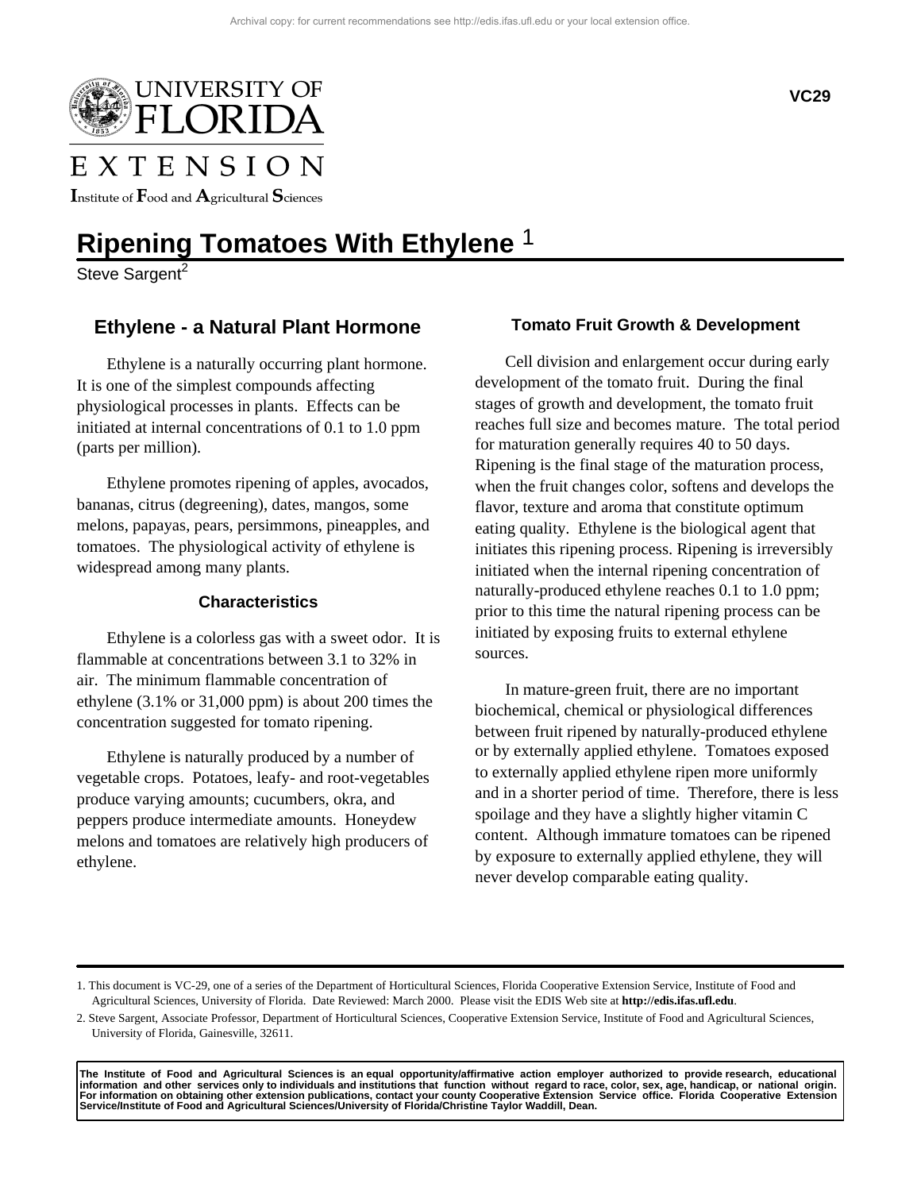# Ripening Tomatoes With Ethylene [1]

Steve Sargent[2]

## Ethylene - a Natural Plant Hormone

Ethylene is a naturally occurring plant hormone. It is one of the simplest compounds affecting physiological processes in plants. Effects can be initiated at internal concentrations of 0.1 to 1.0 ppm (parts per million).

Ethylene promotes ripening of apples, avocados, bananas, citrus (degreening), dates, mangos, some melons, papayas, pears, persimmons, pineapples, and tomatoes. The physiological activity of ethylene is widespread among many plants.

### Characteristics

Ethylene is a colorless gas with a sweet odor. It is flammable at concentrations between 3.1 to 32% in air. The minimum flammable concentration of ethylene (3.1% or 31,000 ppm) is about 200 times the concentration suggested for tomato ripening.

Ethylene is naturally produced by a number of vegetable crops. Potatoes, leafy- and root-vegetables produce varying amounts; cucumbers, okra, and peppers produce intermediate amounts. Honeydew melons and tomatoes are relatively high producers of ethylene.

### Tomato Fruit Growth & Development

Cell division and enlargement occur during early development of the tomato fruit. During the final stages of growth and development, the tomato fruit reaches full size and becomes mature. The total period for maturation generally requires 40 to 50 days. Ripening is the final stage of the maturation process, when the fruit changes color, softens and develops the flavor, texture and aroma that constitute optimum eating quality. Ethylene is the biological agent that initiates this ripening process. Ripening is irreversibly initiated when the internal ripening concentration of naturally-produced ethylene reaches 0.1 to 1.0 ppm; prior to this time the natural ripening process can be initiated by exposing fruits to external ethylene sources.

In mature-green fruit, there are no important biochemical, chemical or physiological differences between fruit ripened by naturally-produced ethylene or by externally applied ethylene. Tomatoes exposed to externally applied ethylene ripen more uniformly and in a shorter period of time. Therefore, there is less spoilage and they have a slightly higher vitamin C content. Although immature tomatoes can be ripened by exposure to externally applied ethylene, they will never develop comparable eating quality.

---

1. This document is VC-29, one of a series of the Department of Horticultural Sciences, Florida Cooperative Extension Service, Institute of Food and Agricultural Sciences, University of Florida. Date Reviewed: March 2000. Please visit the EDIS Web site at **http://edis.ifas.ufl.edu**.
2. Steve Sargent, Associate Professor, Department of Horticultural Sciences, Cooperative Extension Service, Institute of Food and Agricultural Sciences, University of Florida, Gainesville, 32611.

**The Institute of Food and Agricultural Sciences is an equal opportunity/affirmative action employer authorized to provide research, educational information and other services only to individuals and institutions that function without regard to race, color, sex, age, handicap, or national origin. For information on obtaining other extension publications, contact your county Cooperative Extension Service office. Florida Cooperative Extension Service/Institute of Food and Agricultural Sciences/University of Florida/Christine Taylor Waddill, Dean.**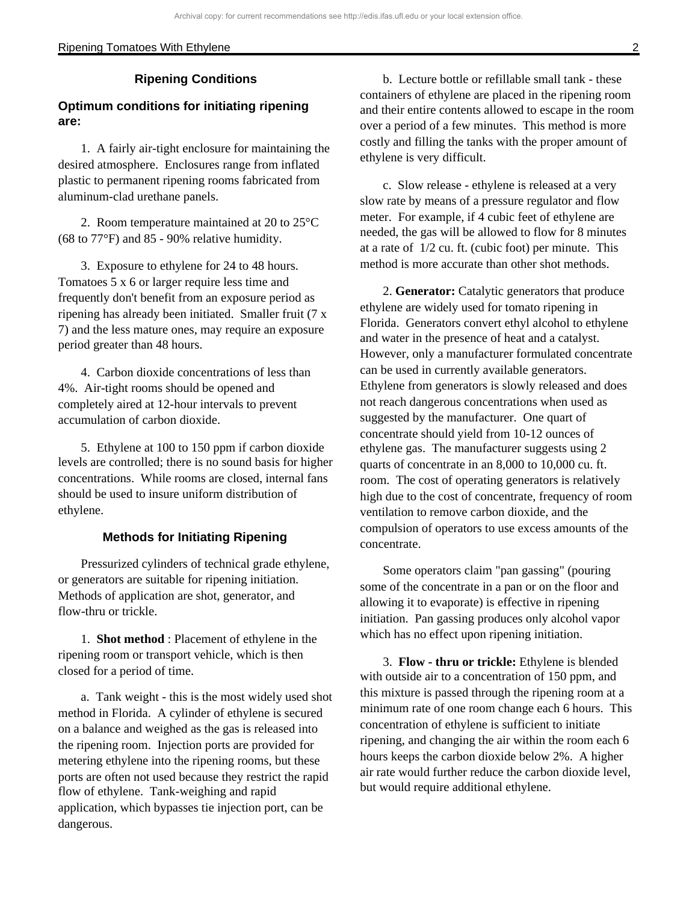## Ripening Conditions

### Optimum conditions for initiating ripening are:

1. A fairly air-tight enclosure for maintaining the desired atmosphere. Enclosures range from inflated plastic to permanent ripening rooms fabricated from aluminum-clad urethane panels.

2. Room temperature maintained at 20 to 25°C (68 to 77°F) and 85 - 90% relative humidity.

3. Exposure to ethylene for 24 to 48 hours. Tomatoes 5 x 6 or larger require less time and frequently don't benefit from an exposure period as ripening has already been initiated. Smaller fruit (7 x 7) and the less mature ones, may require an exposure period greater than 48 hours.

4. Carbon dioxide concentrations of less than 4%. Air-tight rooms should be opened and completely aired at 12-hour intervals to prevent accumulation of carbon dioxide.

5. Ethylene at 100 to 150 ppm if carbon dioxide levels are controlled; there is no sound basis for higher concentrations. While rooms are closed, internal fans should be used to insure uniform distribution of ethylene.

## Methods for Initiating Ripening

Pressurized cylinders of technical grade ethylene, or generators are suitable for ripening initiation. Methods of application are shot, generator, and flow-thru or trickle.

1. **Shot method** : Placement of ethylene in the ripening room or transport vehicle, which is then closed for a period of time.

a. Tank weight - this is the most widely used shot method in Florida. A cylinder of ethylene is secured on a balance and weighed as the gas is released into the ripening room. Injection ports are provided for metering ethylene into the ripening rooms, but these ports are often not used because they restrict the rapid flow of ethylene. Tank-weighing and rapid application, which bypasses tie injection port, can be dangerous.

b. Lecture bottle or refillable small tank - these containers of ethylene are placed in the ripening room and their entire contents allowed to escape in the room over a period of a few minutes. This method is more costly and filling the tanks with the proper amount of ethylene is very difficult.

c. Slow release - ethylene is released at a very slow rate by means of a pressure regulator and flow meter. For example, if 4 cubic feet of ethylene are needed, the gas will be allowed to flow for 8 minutes at a rate of 1/2 cu. ft. (cubic foot) per minute. This method is more accurate than other shot methods.

2. **Generator:** Catalytic generators that produce ethylene are widely used for tomato ripening in Florida. Generators convert ethyl alcohol to ethylene and water in the presence of heat and a catalyst. However, only a manufacturer formulated concentrate can be used in currently available generators. Ethylene from generators is slowly released and does not reach dangerous concentrations when used as suggested by the manufacturer. One quart of concentrate should yield from 10-12 ounces of ethylene gas. The manufacturer suggests using 2 quarts of concentrate in an 8,000 to 10,000 cu. ft. room. The cost of operating generators is relatively high due to the cost of concentrate, frequency of room ventilation to remove carbon dioxide, and the compulsion of operators to use excess amounts of the concentrate.

Some operators claim "pan gassing" (pouring some of the concentrate in a pan or on the floor and allowing it to evaporate) is effective in ripening initiation. Pan gassing produces only alcohol vapor which has no effect upon ripening initiation.

3. **Flow - thru or trickle:** Ethylene is blended with outside air to a concentration of 150 ppm, and this mixture is passed through the ripening room at a minimum rate of one room change each 6 hours. This concentration of ethylene is sufficient to initiate ripening, and changing the air within the room each 6 hours keeps the carbon dioxide below 2%. A higher air rate would further reduce the carbon dioxide level, but would require additional ethylene.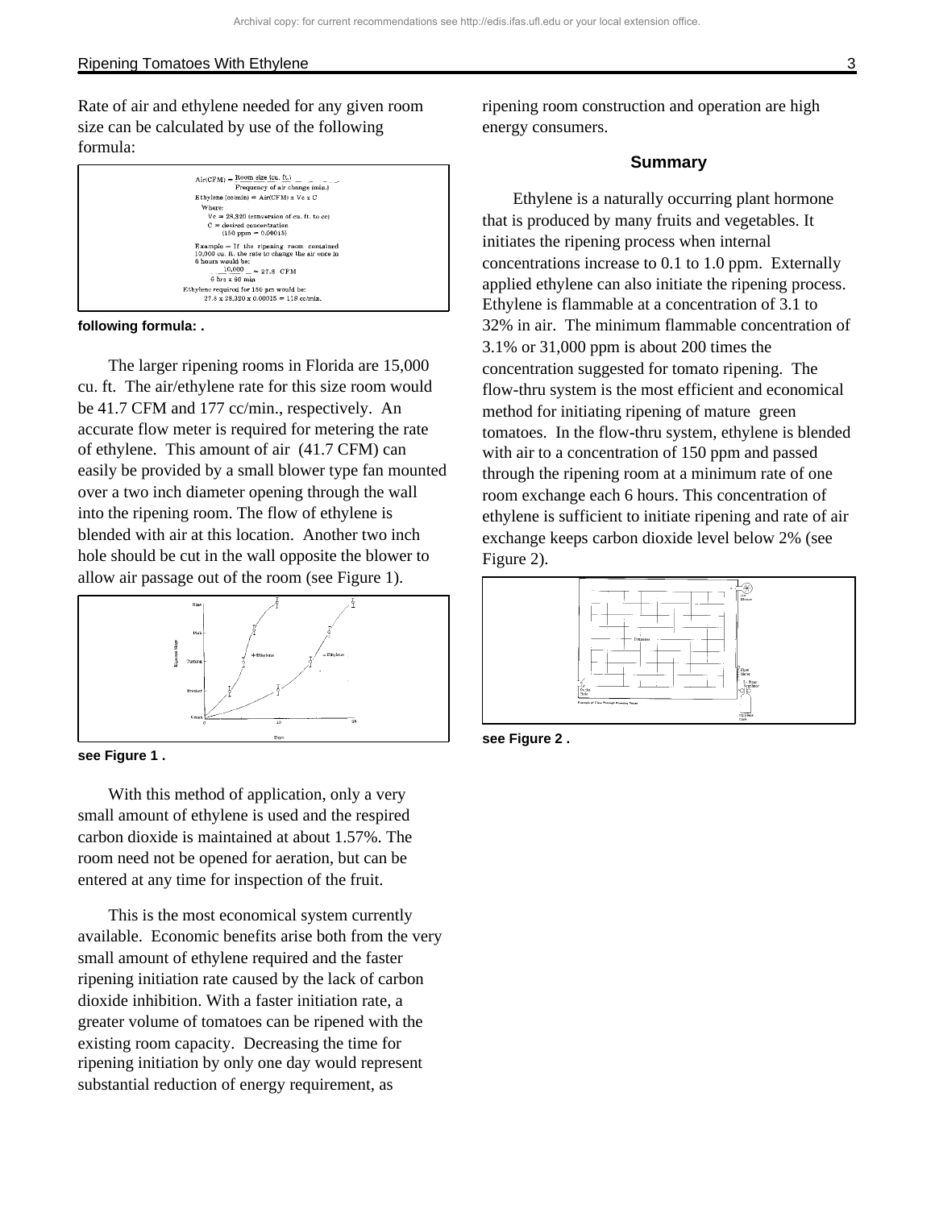Archival copy: for current recommendations see http://edis.ifas.ufl.edu or your local extension office.

Rate of air and ethylene needed for any given room size can be calculated by use of the following formula:

$$\text{Air(CFM)} = \frac{\text{Room size (cu. ft.)}}{\text{Frequency of air change (min.)}}$$

Ethylene (cc/min) = Air(CFM) x Vc x C

Where:

Vc = 28,320 (conversion of cu. ft. to cc)

C = desired concentration (150 ppm = 0.00015)

Example = If the ripening room contained 10,000 cu. ft. the rate to change the air once in 6 hours would be:

$$\frac{10{,}000}{6 \text{ hrs} \times 60 \text{ min}} = 27.8 \text{ CFM}$$

Ethylene required for 150 pm would be:

27.8 x 28,320 x 0.00015 = 118 cc/min.

**following formula: .**

The larger ripening rooms in Florida are 15,000 cu. ft. The air/ethylene rate for this size room would be 41.7 CFM and 177 cc/min., respectively. An accurate flow meter is required for metering the rate of ethylene. This amount of air (41.7 CFM) can easily be provided by a small blower type fan mounted over a two inch diameter opening through the wall into the ripening room. The flow of ethylene is blended with air at this location. Another two inch hole should be cut in the wall opposite the blower to allow air passage out of the room (see Figure 1).

Ripe
Pink
Turning
Breaker
Green
Ripeness Stage
+Ethylene
- Ethylene
0
10
20
Days

**see Figure 1 .**

With this method of application, only a very small amount of ethylene is used and the respired carbon dioxide is maintained at about 1.57%. The room need not be opened for aeration, but can be entered at any time for inspection of the fruit.

This is the most economical system currently available. Economic benefits arise both from the very small amount of ethylene required and the faster ripening initiation rate caused by the lack of carbon dioxide inhibition. With a faster initiation rate, a greater volume of tomatoes can be ripened with the existing room capacity. Decreasing the time for ripening initiation by only one day would represent substantial reduction of energy requirement, as ripening room construction and operation are high energy consumers.

## Summary

Ethylene is a naturally occurring plant hormone that is produced by many fruits and vegetables. It initiates the ripening process when internal concentrations increase to 0.1 to 1.0 ppm. Externally applied ethylene can also initiate the ripening process. Ethylene is flammable at a concentration of 3.1 to 32% in air. The minimum flammable concentration of 3.1% or 31,000 ppm is about 200 times the concentration suggested for tomato ripening. The flow-thru system is the most efficient and economical method for initiating ripening of mature green tomatoes. In the flow-thru system, ethylene is blended with air to a concentration of 150 ppm and passed through the ripening room at a minimum rate of one room exchange each 6 hours. This concentration of ethylene is sufficient to initiate ripening and rate of air exchange keeps carbon dioxide level below 2% (see Figure 2).

Air Blower
Tomatoes
Flow Meter
2 - Stage Regulator
Air Outlet Hole
Ethylene Tank
Example of Flow-Through Ripening Room

**see Figure 2 .**